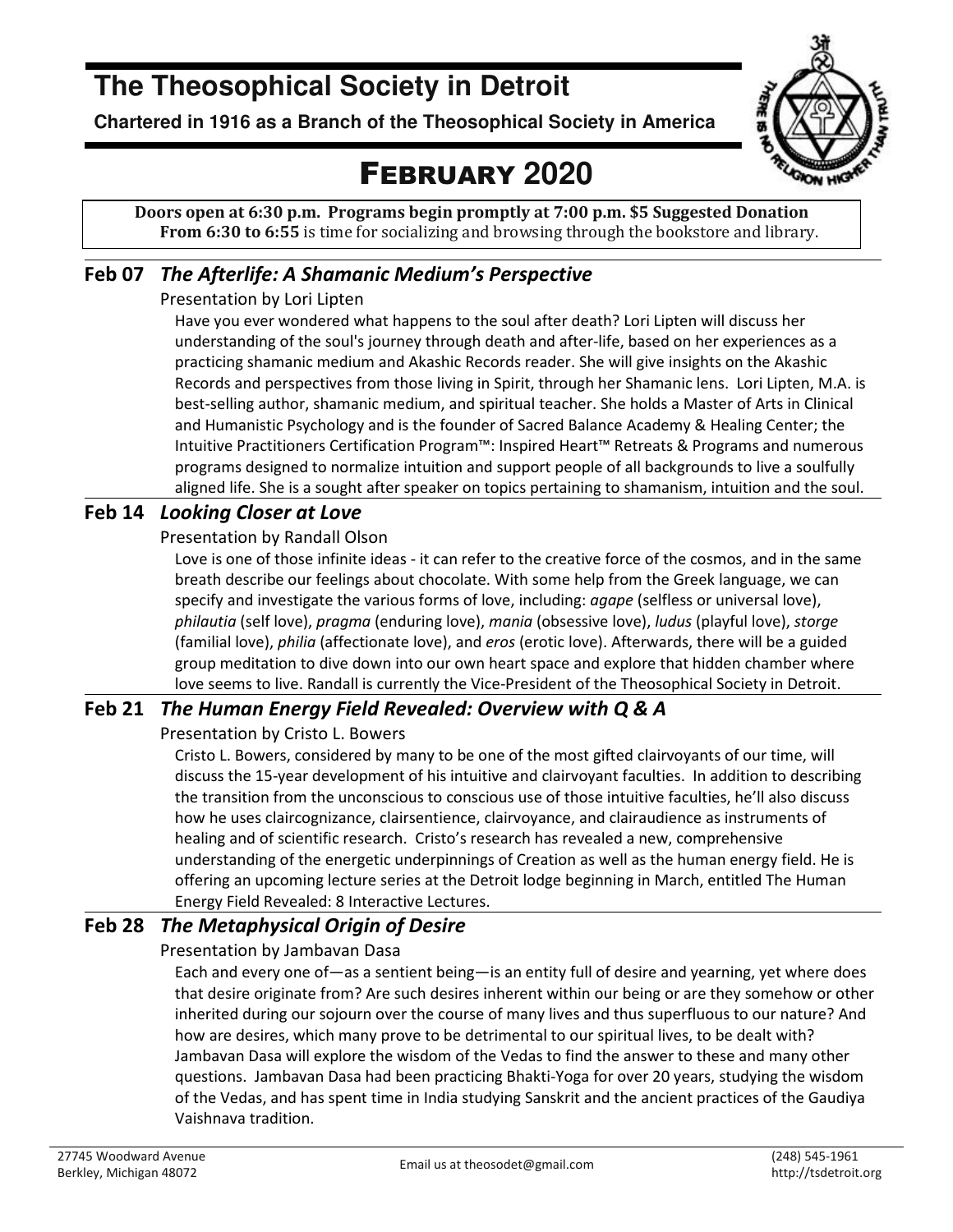# The Theosophical Society in Detroit

**Chartered in 1916 as a Branch of the Theosophical Society in America**

# FEBRUARY 2020

**Doors open at 6:30 p.m. Programs begin promptly at 7:00 p.m. $5 Suggested Donation**
**From 6:30 to 6:55** is time for socializing and browsing through the bookstore and library.

## Feb 07 *The Afterlife: A Shamanic Medium's Perspective*

Presentation by Lori Lipten

Have you ever wondered what happens to the soul after death? Lori Lipten will discuss her understanding of the soul's journey through death and after-life, based on her experiences as a practicing shamanic medium and Akashic Records reader. She will give insights on the Akashic Records and perspectives from those living in Spirit, through her Shamanic lens. Lori Lipten, M.A. is best-selling author, shamanic medium, and spiritual teacher. She holds a Master of Arts in Clinical and Humanistic Psychology and is the founder of Sacred Balance Academy & Healing Center; the Intuitive Practitioners Certification Program™: Inspired Heart™ Retreats & Programs and numerous programs designed to normalize intuition and support people of all backgrounds to live a soulfully aligned life. She is a sought after speaker on topics pertaining to shamanism, intuition and the soul.

## Feb 14 *Looking Closer at Love*

Presentation by Randall Olson

Love is one of those infinite ideas - it can refer to the creative force of the cosmos, and in the same breath describe our feelings about chocolate. With some help from the Greek language, we can specify and investigate the various forms of love, including: *agape* (selfless or universal love), *philautia* (self love), *pragma* (enduring love), *mania* (obsessive love), *ludus* (playful love), *storge* (familial love), *philia* (affectionate love), and *eros* (erotic love). Afterwards, there will be a guided group meditation to dive down into our own heart space and explore that hidden chamber where love seems to live. Randall is currently the Vice-President of the Theosophical Society in Detroit.

## Feb 21 *The Human Energy Field Revealed: Overview with Q & A*

Presentation by Cristo L. Bowers

Cristo L. Bowers, considered by many to be one of the most gifted clairvoyants of our time, will discuss the 15-year development of his intuitive and clairvoyant faculties. In addition to describing the transition from the unconscious to conscious use of those intuitive faculties, he'll also discuss how he uses claircognizance, clairsentience, clairvoyance, and clairaudience as instruments of healing and of scientific research. Cristo's research has revealed a new, comprehensive understanding of the energetic underpinnings of Creation as well as the human energy field. He is offering an upcoming lecture series at the Detroit lodge beginning in March, entitled The Human Energy Field Revealed: 8 Interactive Lectures.

## Feb 28 *The Metaphysical Origin of Desire*

Presentation by Jambavan Dasa

Each and every one of—as a sentient being—is an entity full of desire and yearning, yet where does that desire originate from? Are such desires inherent within our being or are they somehow or other inherited during our sojourn over the course of many lives and thus superfluous to our nature? And how are desires, which many prove to be detrimental to our spiritual lives, to be dealt with? Jambavan Dasa will explore the wisdom of the Vedas to find the answer to these and many other questions. Jambavan Dasa had been practicing Bhakti-Yoga for over 20 years, studying the wisdom of the Vedas, and has spent time in India studying Sanskrit and the ancient practices of the Gaudiya Vaishnava tradition.

27745 Woodward Avenue
Berkley, Michigan 48072

Email us at theosodet@gmail.com

(248) 545-1961
http://tsdetroit.org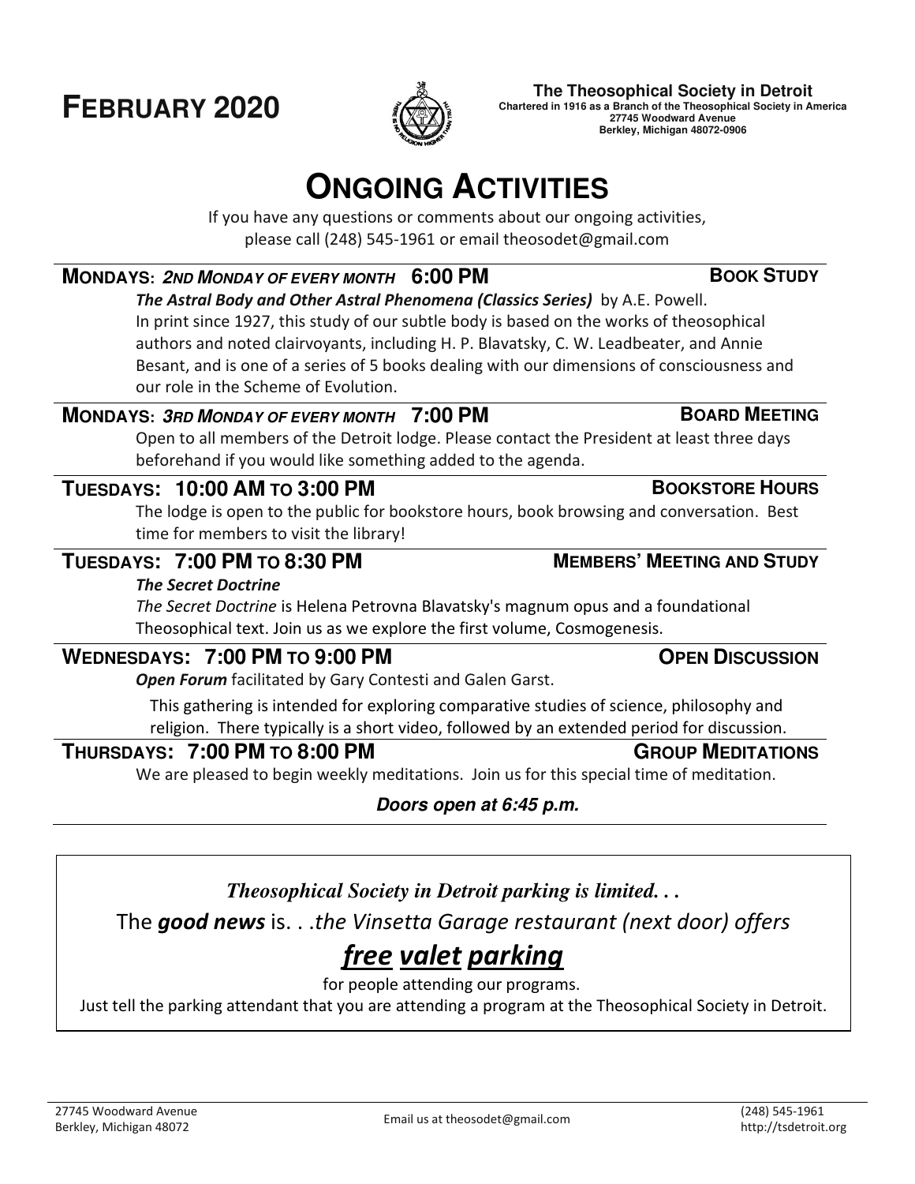**FEBRUARY 2020**

**The Theosophical Society in Detroit**
**Chartered in 1916 as a Branch of the Theosophical Society in America**
**27745 Woodward Avenue**
**Berkley, Michigan 48072-0906**

# ONGOING ACTIVITIES

If you have any questions or comments about our ongoing activities, please call (248) 545-1961 or email theosodet@gmail.com

---

**MONDAYS: *2ND MONDAY OF EVERY MONTH* 6:00 PM** — **BOOK STUDY**

***The Astral Body and Other Astral Phenomena (Classics Series)*** by A.E. Powell.
In print since 1927, this study of our subtle body is based on the works of theosophical authors and noted clairvoyants, including H. P. Blavatsky, C. W. Leadbeater, and Annie Besant, and is one of a series of 5 books dealing with our dimensions of consciousness and our role in the Scheme of Evolution.

---

**MONDAYS: *3RD MONDAY OF EVERY MONTH* 7:00 PM** — **BOARD MEETING**

Open to all members of the Detroit lodge. Please contact the President at least three days beforehand if you would like something added to the agenda.

---

**TUESDAYS: 10:00 AM TO 3:00 PM** — **BOOKSTORE HOURS**

The lodge is open to the public for bookstore hours, book browsing and conversation. Best time for members to visit the library!

---

**TUESDAYS: 7:00 PM TO 8:30 PM** — **MEMBERS' MEETING AND STUDY**

***The Secret Doctrine***
*The Secret Doctrine* is Helena Petrovna Blavatsky's magnum opus and a foundational Theosophical text. Join us as we explore the first volume, Cosmogenesis.

---

**WEDNESDAYS: 7:00 PM TO 9:00 PM** — **OPEN DISCUSSION**

***Open Forum*** facilitated by Gary Contesti and Galen Garst.

This gathering is intended for exploring comparative studies of science, philosophy and religion. There typically is a short video, followed by an extended period for discussion.

---

**THURSDAYS: 7:00 PM TO 8:00 PM** — **GROUP MEDITATIONS**

We are pleased to begin weekly meditations. Join us for this special time of meditation.

***Doors open at 6:45 p.m.***

---

***Theosophical Society in Detroit parking is limited. . .***

The ***good news*** is. . .*the Vinsetta Garage restaurant (next door) offers*

## ***free valet parking***

for people attending our programs.

Just tell the parking attendant that you are attending a program at the Theosophical Society in Detroit.

---

27745 Woodward Avenue
Berkley, Michigan 48072

Email us at theosodet@gmail.com

(248) 545-1961
http://tsdetroit.org